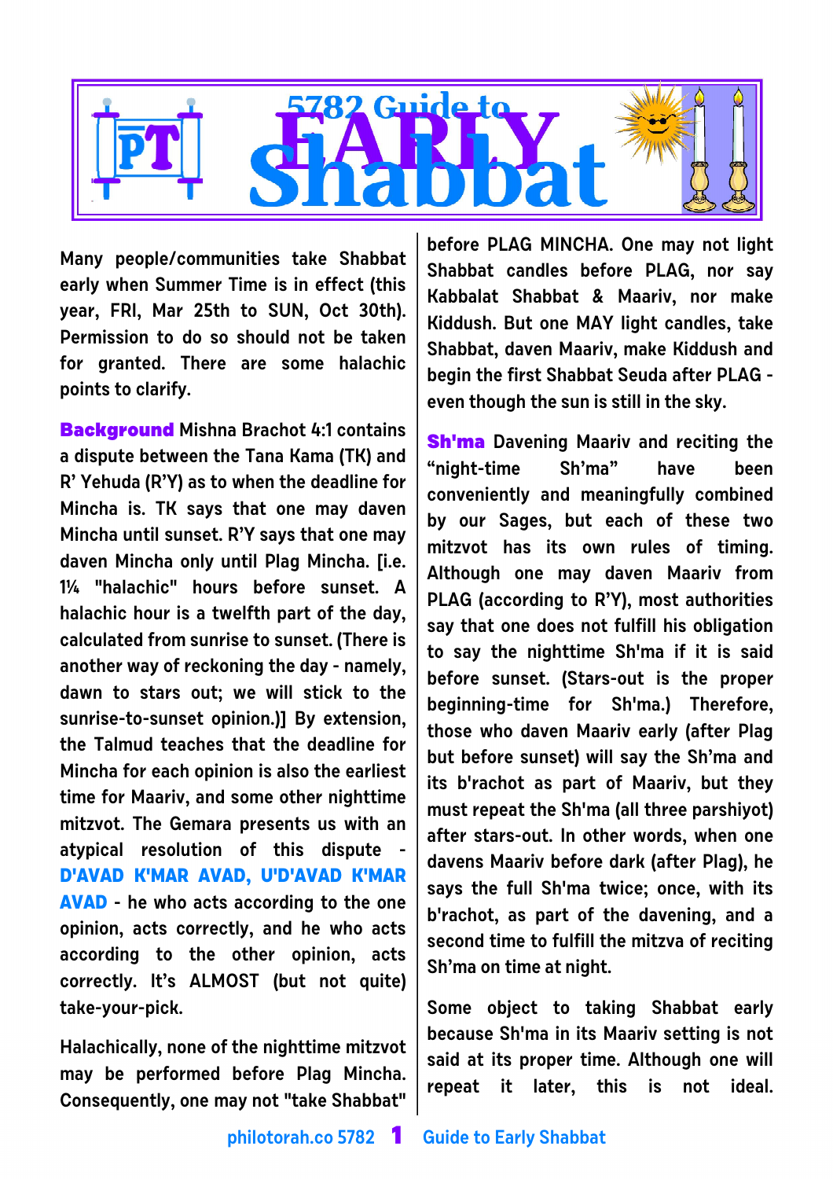# 5782 Guide to EARLY Shabbat

**Many people/communities take Shabbat early when Summer Time is in effect (this year, FRI, Mar 25th to SUN, Oct 30th). Permission to do so should not be taken for granted. There are some halachic points to clarify.**

**Background** Mishna Brachot 4:1 contains a dispute between the Tana Kama (TK) and R' Yehuda (R'Y) as to when the deadline for Mincha is. TK says that one may daven Mincha until sunset. R'Y says that one may daven Mincha only until Plag Mincha. [i.e. 1¼ "halachic" hours before sunset. A halachic hour is a twelfth part of the day, calculated from sunrise to sunset. (There is another way of reckoning the day - namely, dawn to stars out; we will stick to the sunrise-to-sunset opinion.)] By extension, the Talmud teaches that the deadline for Mincha for each opinion is also the earliest time for Maariv, and some other nighttime mitzvot. The Gemara presents us with an atypical resolution of this dispute - **D'AVAD K'MAR AVAD, U'D'AVAD K'MAR AVAD** - he who acts according to the one opinion, acts correctly, and he who acts according to the other opinion, acts correctly. It's ALMOST (but not quite) take-your-pick.

**Halachically, none of the nighttime mitzvot may be performed before Plag Mincha. Consequently, one may not "take Shabbat" before PLAG MINCHA. One may not light Shabbat candles before PLAG, nor say Kabbalat Shabbat & Maariv, nor make Kiddush. But one MAY light candles, take Shabbat, daven Maariv, make Kiddush and begin the first Shabbat Seuda after PLAG - even though the sun is still in the sky.**

**Sh'ma** Davening Maariv and reciting the "night-time Sh'ma" have been conveniently and meaningfully combined by our Sages, but each of these two mitzvot has its own rules of timing. Although one may daven Maariv from PLAG (according to R'Y), most authorities say that one does not fulfill his obligation to say the nighttime Sh'ma if it is said before sunset. (Stars-out is the proper beginning-time for Sh'ma.) Therefore, those who daven Maariv early (after Plag but before sunset) will say the Sh'ma and its b'rachot as part of Maariv, but they must repeat the Sh'ma (all three parshiyot) after stars-out. In other words, when one davens Maariv before dark (after Plag), he says the full Sh'ma twice; once, with its b'rachot, as part of the davening, and a second time to fulfill the mitzva of reciting Sh'ma on time at night.

Some object to taking Shabbat early because Sh'ma in its Maariv setting is not said at its proper time. Although one will repeat it later, this is not ideal.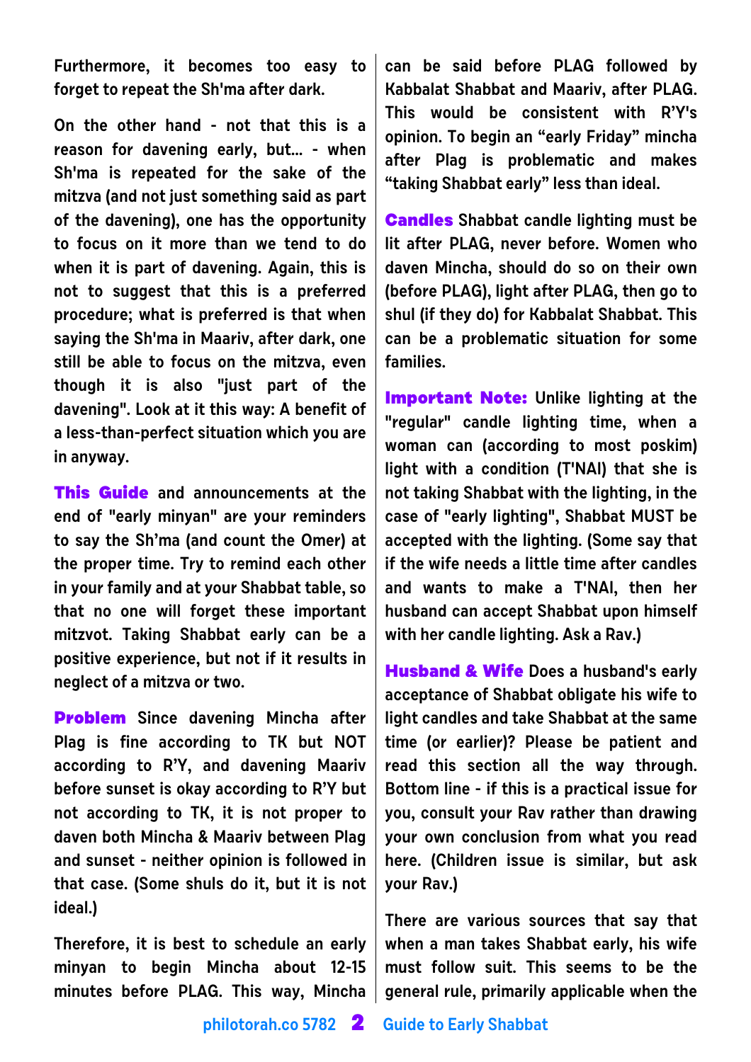Furthermore, it becomes too easy to forget to repeat the Sh'ma after dark.

On the other hand - not that this is a reason for davening early, but... - when Sh'ma is repeated for the sake of the mitzva (and not just something said as part of the davening), one has the opportunity to focus on it more than we tend to do when it is part of davening. Again, this is not to suggest that this is a preferred procedure; what is preferred is that when saying the Sh'ma in Maariv, after dark, one still be able to focus on the mitzva, even though it is also "just part of the davening". Look at it this way: A benefit of a less-than-perfect situation which you are in anyway.

**This Guide** and announcements at the end of "early minyan" are your reminders to say the Sh'ma (and count the Omer) at the proper time. Try to remind each other in your family and at your Shabbat table, so that no one will forget these important mitzvot. Taking Shabbat early can be a positive experience, but not if it results in neglect of a mitzva or two.

**Problem** Since davening Mincha after Plag is fine according to TK but NOT according to R'Y, and davening Maariv before sunset is okay according to R'Y but not according to TK, it is not proper to daven both Mincha & Maariv between Plag and sunset - neither opinion is followed in that case. (Some shuls do it, but it is not ideal.)

Therefore, it is best to schedule an early minyan to begin Mincha about 12-15 minutes before PLAG. This way, Mincha can be said before PLAG followed by Kabbalat Shabbat and Maariv, after PLAG. This would be consistent with R'Y's opinion. To begin an "early Friday" mincha after Plag is problematic and makes "taking Shabbat early" less than ideal.

**Candles** Shabbat candle lighting must be lit after PLAG, never before. Women who daven Mincha, should do so on their own (before PLAG), light after PLAG, then go to shul (if they do) for Kabbalat Shabbat. This can be a problematic situation for some families.

**Important Note:** Unlike lighting at the "regular" candle lighting time, when a woman can (according to most poskim) light with a condition (T'NAI) that she is not taking Shabbat with the lighting, in the case of "early lighting", Shabbat MUST be accepted with the lighting. (Some say that if the wife needs a little time after candles and wants to make a T'NAI, then her husband can accept Shabbat upon himself with her candle lighting. Ask a Rav.)

**Husband & Wife** Does a husband's early acceptance of Shabbat obligate his wife to light candles and take Shabbat at the same time (or earlier)? Please be patient and read this section all the way through. Bottom line - if this is a practical issue for you, consult your Rav rather than drawing your own conclusion from what you read here. (Children issue is similar, but ask your Rav.)

There are various sources that say that when a man takes Shabbat early, his wife must follow suit. This seems to be the general rule, primarily applicable when the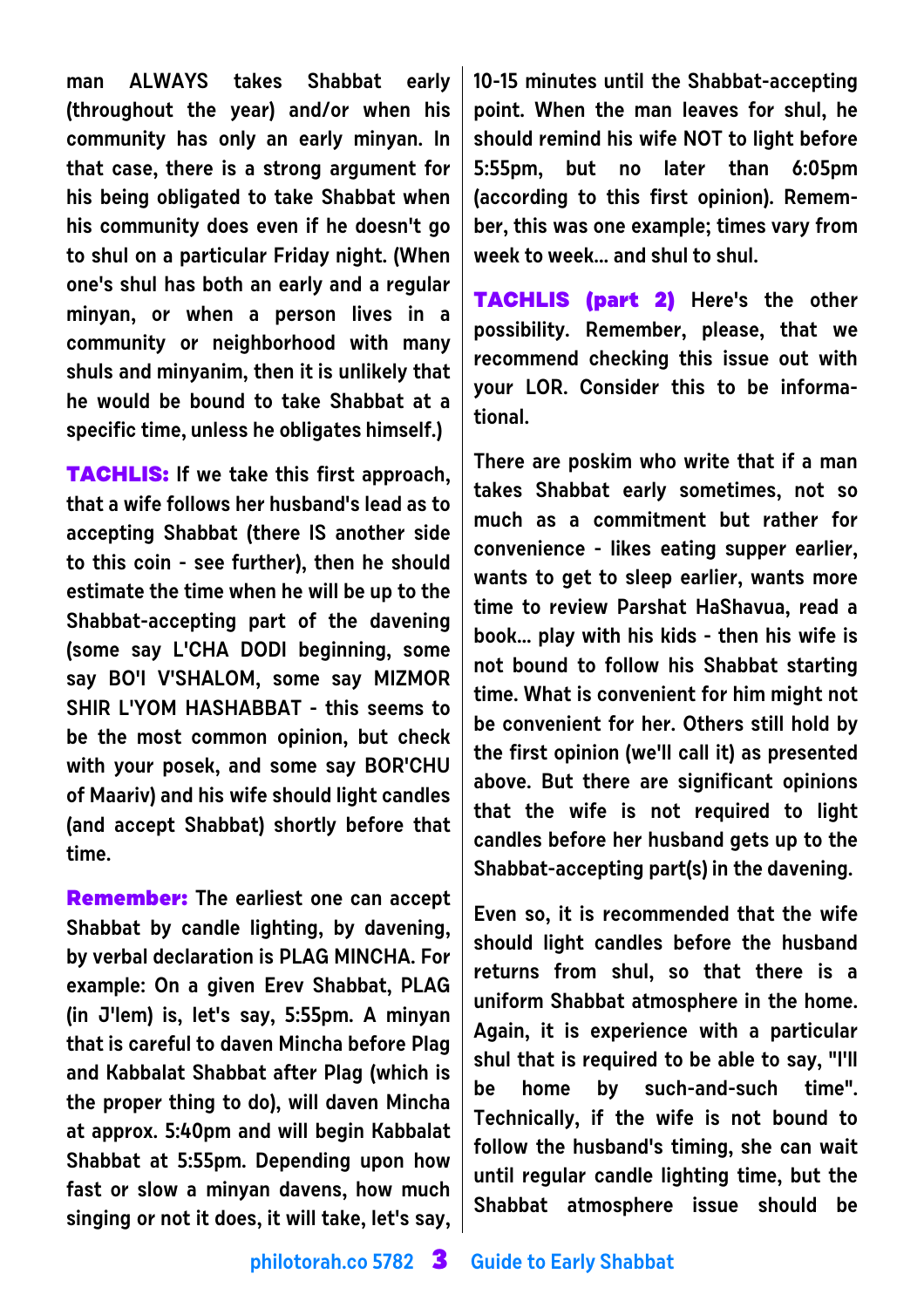man ALWAYS takes Shabbat early (throughout the year) and/or when his community has only an early minyan. In that case, there is a strong argument for his being obligated to take Shabbat when his community does even if he doesn't go to shul on a particular Friday night. (When one's shul has both an early and a regular minyan, or when a person lives in a community or neighborhood with many shuls and minyanim, then it is unlikely that he would be bound to take Shabbat at a specific time, unless he obligates himself.)

**TACHLIS:** If we take this first approach, that a wife follows her husband's lead as to accepting Shabbat (there IS another side to this coin - see further), then he should estimate the time when he will be up to the Shabbat-accepting part of the davening (some say L'CHA DODI beginning, some say BO'I V'SHALOM, some say MIZMOR SHIR L'YOM HASHABBAT - this seems to be the most common opinion, but check with your posek, and some say BOR'CHU of Maariv) and his wife should light candles (and accept Shabbat) shortly before that time.

**Remember:** The earliest one can accept Shabbat by candle lighting, by davening, by verbal declaration is PLAG MINCHA. For example: On a given Erev Shabbat, PLAG (in J'lem) is, let's say, 5:55pm. A minyan that is careful to daven Mincha before Plag and Kabbalat Shabbat after Plag (which is the proper thing to do), will daven Mincha at approx. 5:40pm and will begin Kabbalat Shabbat at 5:55pm. Depending upon how fast or slow a minyan davens, how much singing or not it does, it will take, let's say, 10-15 minutes until the Shabbat-accepting point. When the man leaves for shul, he should remind his wife NOT to light before 5:55pm, but no later than 6:05pm (according to this first opinion). Remember, this was one example; times vary from week to week... and shul to shul.

**TACHLIS (part 2)** Here's the other possibility. Remember, please, that we recommend checking this issue out with your LOR. Consider this to be informational.

There are poskim who write that if a man takes Shabbat early sometimes, not so much as a commitment but rather for convenience - likes eating supper earlier, wants to get to sleep earlier, wants more time to review Parshat HaShavua, read a book... play with his kids - then his wife is not bound to follow his Shabbat starting time. What is convenient for him might not be convenient for her. Others still hold by the first opinion (we'll call it) as presented above. But there are significant opinions that the wife is not required to light candles before her husband gets up to the Shabbat-accepting part(s) in the davening.

Even so, it is recommended that the wife should light candles before the husband returns from shul, so that there is a uniform Shabbat atmosphere in the home. Again, it is experience with a particular shul that is required to be able to say, "I'll be home by such-and-such time". Technically, if the wife is not bound to follow the husband's timing, she can wait until regular candle lighting time, but the Shabbat atmosphere issue should be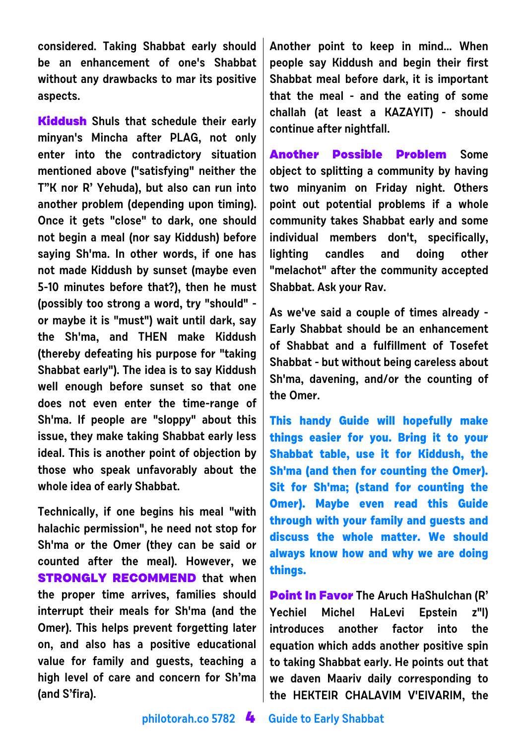considered. Taking Shabbat early should be an enhancement of one's Shabbat without any drawbacks to mar its positive aspects.

**Kiddush** Shuls that schedule their early minyan's Mincha after PLAG, not only enter into the contradictory situation mentioned above ("satisfying" neither the T"K nor R' Yehuda), but also can run into another problem (depending upon timing). Once it gets "close" to dark, one should not begin a meal (nor say Kiddush) before saying Sh'ma. In other words, if one has not made Kiddush by sunset (maybe even 5-10 minutes before that?), then he must (possibly too strong a word, try "should" - or maybe it is "must") wait until dark, say the Sh'ma, and THEN make Kiddush (thereby defeating his purpose for "taking Shabbat early"). The idea is to say Kiddush well enough before sunset so that one does not even enter the time-range of Sh'ma. If people are "sloppy" about this issue, they make taking Shabbat early less ideal. This is another point of objection by those who speak unfavorably about the whole idea of early Shabbat.

Technically, if one begins his meal "with halachic permission", he need not stop for Sh'ma or the Omer (they can be said or counted after the meal). However, we **STRONGLY RECOMMEND** that when the proper time arrives, families should interrupt their meals for Sh'ma (and the Omer). This helps prevent forgetting later on, and also has a positive educational value for family and guests, teaching a high level of care and concern for Sh'ma (and S'fira).

Another point to keep in mind... When people say Kiddush and begin their first Shabbat meal before dark, it is important that the meal - and the eating of some challah (at least a KAZAYIT) - should continue after nightfall.

**Another Possible Problem** Some object to splitting a community by having two minyanim on Friday night. Others point out potential problems if a whole community takes Shabbat early and some individual members don't, specifically, lighting candles and doing other "melachot" after the community accepted Shabbat. Ask your Rav.

As we've said a couple of times already - Early Shabbat should be an enhancement of Shabbat and a fulfillment of Tosefet Shabbat - but without being careless about Sh'ma, davening, and/or the counting of the Omer.

**This handy Guide will hopefully make things easier for you. Bring it to your Shabbat table, use it for Kiddush, the Sh'ma (and then for counting the Omer). Sit for Sh'ma; (stand for counting the Omer). Maybe even read this Guide through with your family and guests and discuss the whole matter. We should always know how and why we are doing things.**

**Point In Favor** The Aruch HaShulchan (R' Yechiel Michel HaLevi Epstein z"l) introduces another factor into the equation which adds another positive spin to taking Shabbat early. He points out that we daven Maariv daily corresponding to the HEKTEIR CHALAVIM V'EIVARIM, the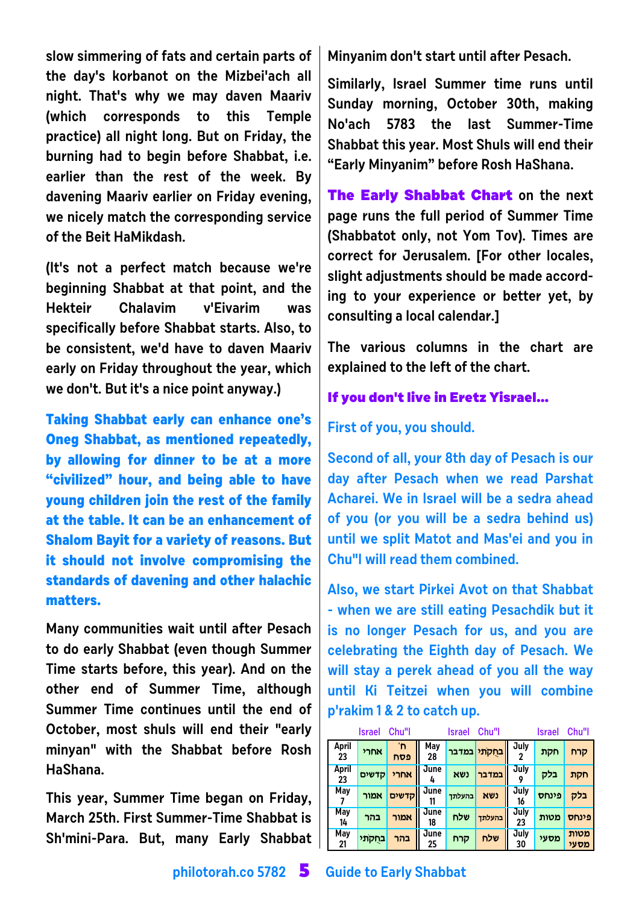slow simmering of fats and certain parts of the day's korbanot on the Mizbei'ach all night. That's why we may daven Maariv (which corresponds to this Temple practice) all night long. But on Friday, the burning had to begin before Shabbat, i.e. earlier than the rest of the week. By davening Maariv earlier on Friday evening, we nicely match the corresponding service of the Beit HaMikdash.

(It's not a perfect match because we're beginning Shabbat at that point, and the Hekteir Chalavim v'Eivarim was specifically before Shabbat starts. Also, to be consistent, we'd have to daven Maariv early on Friday throughout the year, which we don't. But it's a nice point anyway.)

**Taking Shabbat early can enhance one's Oneg Shabbat, as mentioned repeatedly, by allowing for dinner to be at a more "civilized" hour, and being able to have young children join the rest of the family at the table. It can be an enhancement of Shalom Bayit for a variety of reasons. But it should not involve compromising the standards of davening and other halachic matters.**

Many communities wait until after Pesach to do early Shabbat (even though Summer Time starts before, this year). And on the other end of Summer Time, although Summer Time continues until the end of October, most shuls will end their "early minyan" with the Shabbat before Rosh HaShana.

This year, Summer Time began on Friday, March 25th. First Summer-Time Shabbat is Sh'mini-Para. But, many Early Shabbat Minyanim don't start until after Pesach.

Similarly, Israel Summer time runs until Sunday morning, October 30th, making No'ach 5783 the last Summer-Time Shabbat this year. Most Shuls will end their "Early Minyanim" before Rosh HaShana.

**The Early Shabbat Chart** on the next page runs the full period of Summer Time (Shabbatot only, not Yom Tov). Times are correct for Jerusalem. [For other locales, slight adjustments should be made according to your experience or better yet, by consulting a local calendar.]

The various columns in the chart are explained to the left of the chart.

### If you don't live in Eretz Yisrael...

First of you, you should.

Second of all, your 8th day of Pesach is our day after Pesach when we read Parshat Acharei. We in Israel will be a sedra ahead of you (or you will be a sedra behind us) until we split Matot and Mas'ei and you in Chu"l will read them combined.

Also, we start Pirkei Avot on that Shabbat - when we are still eating Pesachdik but it is no longer Pesach for us, and you are celebrating the Eighth day of Pesach. We will stay a perek ahead of you all the way until Ki Teitzei when you will combine p'rakim 1 & 2 to catch up.

| | Israel | Chu"l | | Israel | Chu"l | | Israel | Chu"l |
|---|---|---|---|---|---|---|---|---|
| April 23 | אחרי | ח' פסח | May 28 | במדבר | בחקתי | July 2 | חקת | קרח |
| April 23 | קדשים | אחרי | June 4 | נשא | במדבר | July 9 | בלק | חקת |
| May 7 | אמור | קדשים | June 11 | בהעלתך | נשא | July 16 | פינחס | בלק |
| May 14 | בהר | אמור | June 18 | שלח | בהעלתך | July 23 | מטות | פינחס |
| May 21 | בחקתי | בהר | June 25 | קרח | שלח | July 30 | מסעי | מטות מסעי |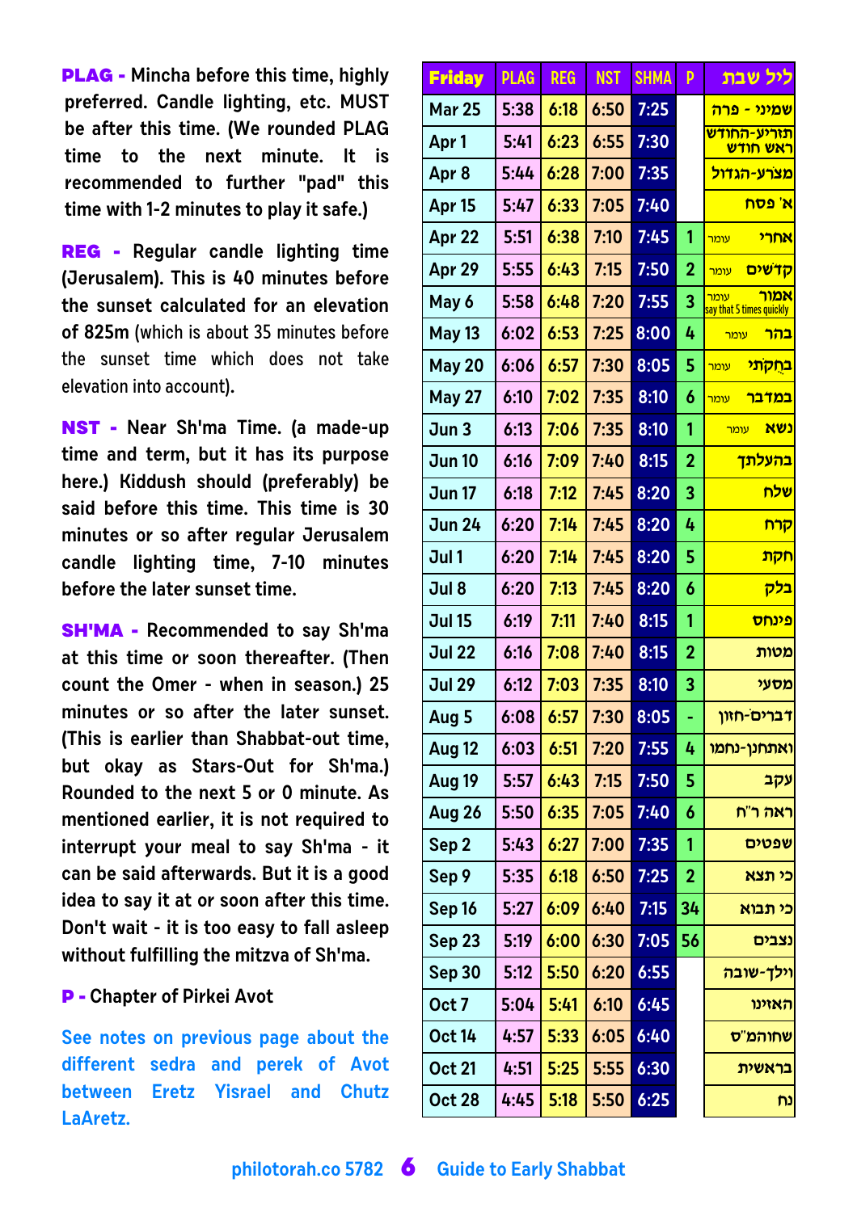**PLAG -** Mincha before this time, highly preferred. Candle lighting, etc. MUST be after this time. (We rounded PLAG time to the next minute. It is recommended to further "pad" this time with 1-2 minutes to play it safe.)

**REG -** Regular candle lighting time (Jerusalem). This is 40 minutes before the sunset calculated for an elevation of 825m (which is about 35 minutes before the sunset time which does not take elevation into account).

**NST -** Near Sh'ma Time. (a made-up time and term, but it has its purpose here.) Kiddush should (preferably) be said before this time. This time is 30 minutes or so after regular Jerusalem candle lighting time, 7-10 minutes before the later sunset time.

**SH'MA -** Recommended to say Sh'ma at this time or soon thereafter. (Then count the Omer - when in season.) 25 minutes or so after the later sunset. (This is earlier than Shabbat-out time, but okay as Stars-Out for Sh'ma.) Rounded to the next 5 or 0 minute. As mentioned earlier, it is not required to interrupt your meal to say Sh'ma - it can be said afterwards. But it is a good idea to say it at or soon after this time. Don't wait - it is too easy to fall asleep without fulfilling the mitzva of Sh'ma.

**P -** Chapter of Pirkei Avot

See notes on previous page about the different sedra and perek of Avot between Eretz Yisrael and Chutz LaAretz.

| Friday | PLAG | REG | NST | SHMA | P | ליל שבת |
|---|---|---|---|---|---|---|
| Mar 25 | 5:38 | 6:18 | 6:50 | 7:25 | | שמיני - פרה |
| Apr 1 | 5:41 | 6:23 | 6:55 | 7:30 | | תזריע-החודש ראש חודש |
| Apr 8 | 5:44 | 6:28 | 7:00 | 7:35 | | מצרע-הגדול |
| Apr 15 | 5:47 | 6:33 | 7:05 | 7:40 | | א' פסח |
| Apr 22 | 5:51 | 6:38 | 7:10 | 7:45 | 1 | אחרי עומר |
| Apr 29 | 5:55 | 6:43 | 7:15 | 7:50 | 2 | קדשים עומר |
| May 6 | 5:58 | 6:48 | 7:20 | 7:55 | 3 | אמור עומר say that 5 times quickly |
| May 13 | 6:02 | 6:53 | 7:25 | 8:00 | 4 | בהר עומר |
| May 20 | 6:06 | 6:57 | 7:30 | 8:05 | 5 | בחקתי עומר |
| May 27 | 6:10 | 7:02 | 7:35 | 8:10 | 6 | במדבר עומר |
| Jun 3 | 6:13 | 7:06 | 7:35 | 8:10 | 1 | נשא עומר |
| Jun 10 | 6:16 | 7:09 | 7:40 | 8:15 | 2 | בהעלתך |
| Jun 17 | 6:18 | 7:12 | 7:45 | 8:20 | 3 | שלח |
| Jun 24 | 6:20 | 7:14 | 7:45 | 8:20 | 4 | קרח |
| Jul 1 | 6:20 | 7:14 | 7:45 | 8:20 | 5 | חקת |
| Jul 8 | 6:20 | 7:13 | 7:45 | 8:20 | 6 | בלק |
| Jul 15 | 6:19 | 7:11 | 7:40 | 8:15 | 1 | פינחס |
| Jul 22 | 6:16 | 7:08 | 7:40 | 8:15 | 2 | מטות |
| Jul 29 | 6:12 | 7:03 | 7:35 | 8:10 | 3 | מסעי |
| Aug 5 | 6:08 | 6:57 | 7:30 | 8:05 | - | דברים-חזון |
| Aug 12 | 6:03 | 6:51 | 7:20 | 7:55 | 4 | ואתחנן-נחמו |
| Aug 19 | 5:57 | 6:43 | 7:15 | 7:50 | 5 | עקב |
| Aug 26 | 5:50 | 6:35 | 7:05 | 7:40 | 6 | ראה ר"ח |
| Sep 2 | 5:43 | 6:27 | 7:00 | 7:35 | 1 | שפטים |
| Sep 9 | 5:35 | 6:18 | 6:50 | 7:25 | 2 | כי תצא |
| Sep 16 | 5:27 | 6:09 | 6:40 | 7:15 | 34 | כי תבוא |
| Sep 23 | 5:19 | 6:00 | 6:30 | 7:05 | 56 | נצבים |
| Sep 30 | 5:12 | 5:50 | 6:20 | 6:55 | | וילך-שובה |
| Oct 7 | 5:04 | 5:41 | 6:10 | 6:45 | | האזינו |
| Oct 14 | 4:57 | 5:33 | 6:05 | 6:40 | | שחוהמ"ס |
| Oct 21 | 4:51 | 5:25 | 5:55 | 6:30 | | בראשית |
| Oct 28 | 4:45 | 5:18 | 5:50 | 6:25 | | נח |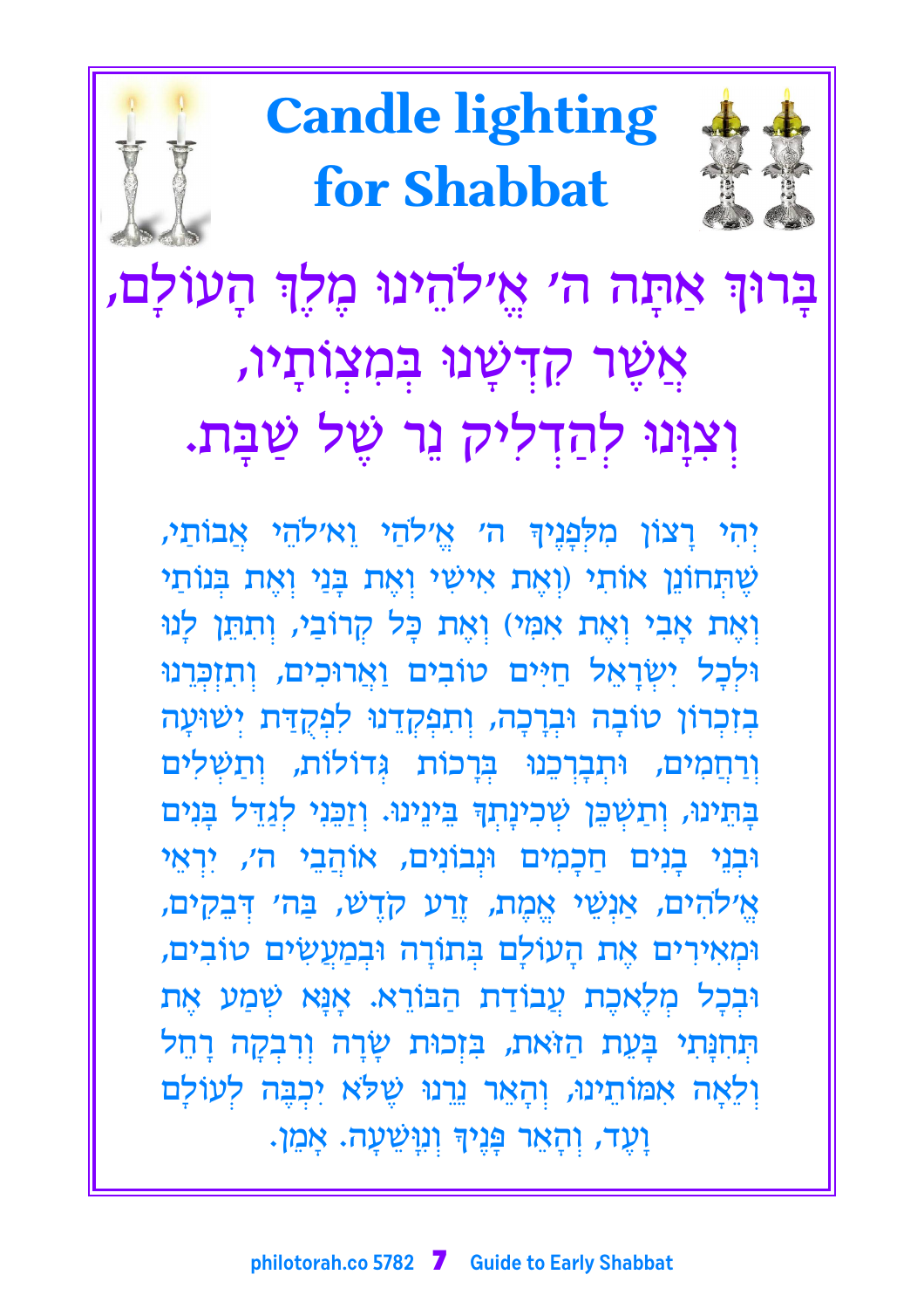# Candle lighting for Shabbat

## בָּרוּךְ אַתָּה ה׳ אֱ׳לֹהֵינוּ מֶלֶךְ הָעוֹלָם,
## אֲשֶׁר קִדְּשָׁנוּ בְּמִצְוֹתָיו,
## וְצִוָּנוּ לְהַדְלִיק נֵר שֶׁל שַׁבָּת.

יְהִי רָצוֹן מִלְּפָנֶיךָ ה׳ אֱ׳לֹהַי וֵא׳לֹהֵי אֲבוֹתַי, שֶׁתְּחוֹנֵן אוֹתִי (וְאֶת אִישִׁי וְאֶת בָּנַי וְאֶת בְּנוֹתַי וְאֶת אָבִי וְאֶת אִמִּי) וְאֶת כָּל קְרוֹבַי, וְתִתֵּן לָנוּ וּלְכָל יִשְׂרָאֵל חַיִּים טוֹבִים וַאֲרוּכִים, וְתִזְכְּרֵנוּ בְּזִכְרוֹן טוֹבָה וּבְרָכָה, וְתִפְקְדֵנוּ לִפְקֻדַּת יְשׁוּעָה וְרַחֲמִים, וּתְבָרְכֵנוּ בְּרָכוֹת גְּדוֹלוֹת, וְתַשְׁלִים בָּתֵּינוּ, וְתַשְׁכֵּן שְׁכִינָתְךָ בֵּינֵינוּ. וְזַכֵּנִי לְגַדֵּל בָּנִים וּבְנֵי בָנִים חֲכָמִים וּנְבוֹנִים, אוֹהֲבֵי ה׳, יִרְאֵי אֱ׳לֹהִים, אַנְשֵׁי אֱמֶת, זֶרַע קֹדֶשׁ, בַּה׳ דְּבֵקִים, וּמְאִירִים אֶת הָעוֹלָם בְּתוֹרָה וּבְמַעֲשִׂים טוֹבִים, וּבְכָל מְלֶאכֶת עֲבוֹדַת הַבּוֹרֵא. אָנָּא שְׁמַע אֶת תְּחִנָּתִי בָּעֵת הַזֹּאת, בִּזְכוּת שָׂרָה וְרִבְקָה רָחֵל וְלֵאָה אִמּוֹתֵינוּ, וְהָאֵר נֵרֵנוּ שֶׁלֹּא יִכְבֶּה לְעוֹלָם וָעֶד, וְהָאֵר פָּנֶיךָ וְנִוָּשֵׁעָה. אָמֵן.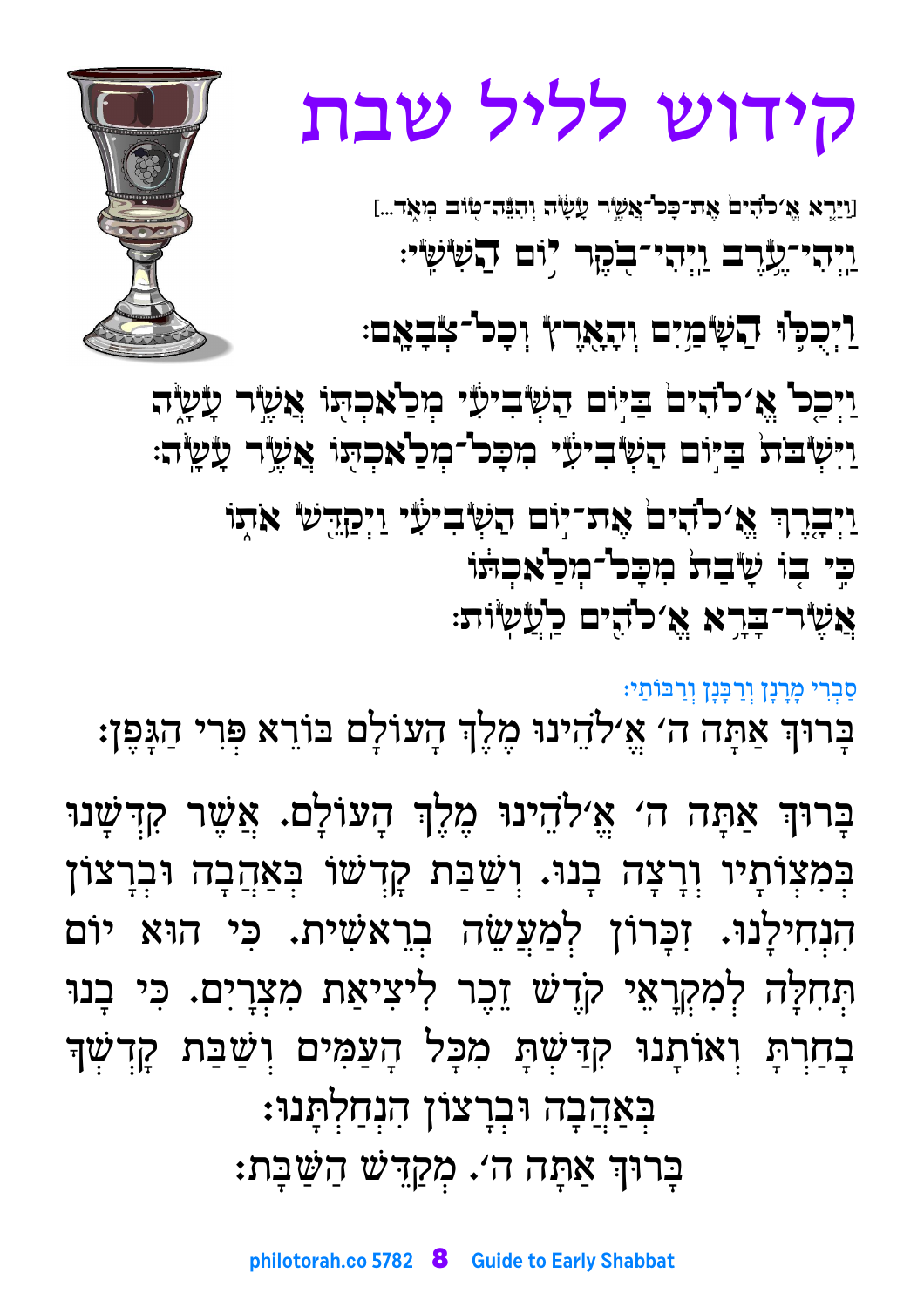# קידוש לליל שבת

[וַיַּרְא אֱ׳לֹהִים אֶת־כָּל־אֲשֶׁר עָשָׂה וְהִנֵּה־טוֹב מְאֹד...]

וַיְהִי־עֶרֶב וַיְהִי־בֹקֶר יוֹם הַשִּׁשִּׁי:

וַיְכֻלּוּ הַשָּׁמַיִם וְהָאָרֶץ וְכָל־צְבָאָם:

וַיְכַל אֱ׳לֹהִים בַּיּוֹם הַשְּׁבִיעִי מְלַאכְתּוֹ אֲשֶׁר עָשָׂה
וַיִּשְׁבֹּת בַּיּוֹם הַשְּׁבִיעִי מִכָּל־מְלַאכְתּוֹ אֲשֶׁר עָשָׂה:

וַיְבָרֶךְ אֱ׳לֹהִים אֶת־יוֹם הַשְּׁבִיעִי וַיְקַדֵּשׁ אֹתוֹ
כִּי בוֹ שָׁבַת מִכָּל־מְלַאכְתּוֹ
אֲשֶׁר־בָּרָא אֱ׳לֹהִים לַעֲשׂוֹת:

סַבְרִי מָרָנָן וְרַבָּנָן וְרַבּוֹתַי:

בָּרוּךְ אַתָּה ה׳ אֱ׳לֹהֵינוּ מֶלֶךְ הָעוֹלָם בּוֹרֵא פְּרִי הַגָּפֶן:

בָּרוּךְ אַתָּה ה׳ אֱ׳לֹהֵינוּ מֶלֶךְ הָעוֹלָם. אֲשֶׁר קִדְּשָׁנוּ בְּמִצְוֹתָיו וְרָצָה בָנוּ. וְשַׁבַּת קָדְשׁוֹ בְּאַהֲבָה וּבְרָצוֹן הִנְחִילָנוּ. זִכָּרוֹן לְמַעֲשֵׂה בְרֵאשִׁית. כִּי הוּא יוֹם תְּחִלָּה לְמִקְרָאֵי קֹדֶשׁ זֵכֶר לִיצִיאַת מִצְרָיִם. כִּי בָנוּ בָחַרְתָּ וְאוֹתָנוּ קִדַּשְׁתָּ מִכָּל הָעַמִּים וְשַׁבַּת קָדְשְׁךָ בְּאַהֲבָה וּבְרָצוֹן הִנְחַלְתָּנוּ:

בָּרוּךְ אַתָּה ה׳. מְקַדֵּשׁ הַשַּׁבָּת: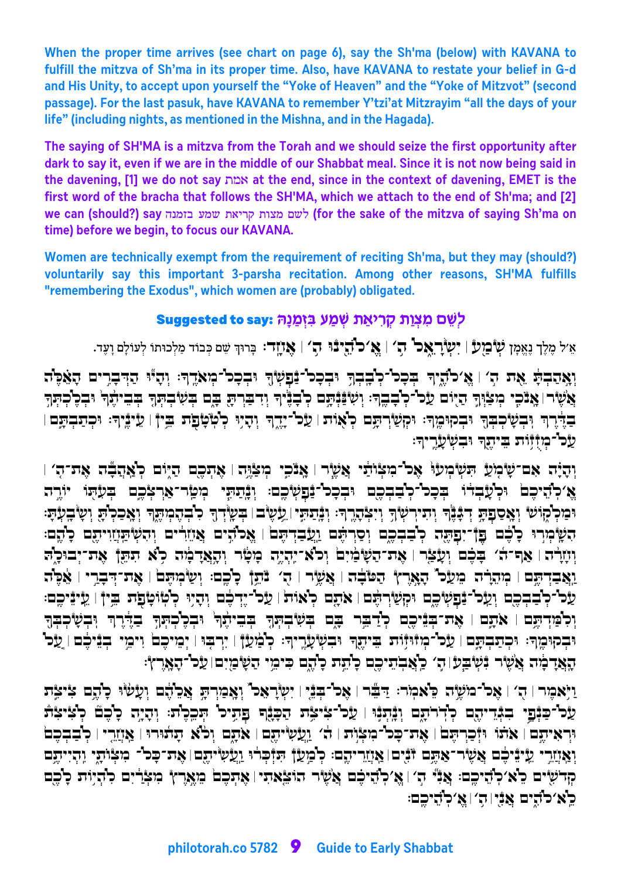**When the proper time arrives (see chart on page 6), say the Sh'ma (below) with KAVANA to fulfill the mitzva of Sh'ma in its proper time. Also, have KAVANA to restate your belief in G-d and His Unity, to accept upon yourself the "Yoke of Heaven" and the "Yoke of Mitzvot" (second passage). For the last pasuk, have KAVANA to remember Y'tzi'at Mitzrayim "all the days of your life" (including nights, as mentioned in the Mishna, and in the Hagada).**

**The saying of SH'MA is a mitzva from the Torah and we should seize the first opportunity after dark to say it, even if we are in the middle of our Shabbat meal. Since it is not now being said in the davening, [1] we do not say אמת at the end, since in the context of davening, EMET is the first word of the bracha that follows the SH'MA, which we attach to the end of Sh'ma; and [2] we can (should?) say לשם מצות קריאת שמע בזמנה (for the sake of the mitzva of saying Sh'ma on time) before we begin, to focus our KAVANA.**

**Women are technically exempt from the requirement of reciting Sh'ma, but they may (should?) voluntarily say this important 3-parsha recitation. Among other reasons, SH'MA fulfills "remembering the Exodus", which women are (probably) obligated.**

## Suggested to say: לְשֵׁם מִצְוַת קְרִיאַת שְׁמַע בִּזְמַנָּהּ

אֵ־ל מֶלֶךְ נֶאֱמָן שְׁמַ֖ע | יִשְׂרָאֵ֑ל ה׳ | אֱ־לֹהֵ֖ינוּ ה׳ | אֶחָֽד׃ בָּרוּךְ שֵׁם כְּבוֹד מַלְכוּתוֹ לְעוֹלָם וָעֶד.

וְאָ֣הַבְתָּ֔ אֵ֖ת ה׳ | אֱ־לֹהֶ֑יךָ בְּכׇל־לְבָבְךָ֥ וּבְכׇל־נַפְשְׁךָ֖ וּבְכׇל־מְאֹדֶֽךָ׃ וְהָי֞וּ הַדְּבָרִ֣ים הָאֵ֗לֶּה אֲשֶׁ֨ר | אָנֹכִ֧י מְצַוְּךָ֛ הַיּ֖וֹם עַל־לְבָבֶֽךָ׃ וְשִׁנַּנְתָּ֣ם לְבָנֶ֔יךָ וְדִבַּרְתָּ֖ בָּ֑ם בְּשִׁבְתְּךָ֤ בְּבֵיתֶ֙ךָ֙ וּבְלֶכְתְּךָ֣ בַדֶּ֔רֶךְ וּֽבְשׇׁכְבְּךָ֖ וּבְקוּמֶֽךָ׃ וּקְשַׁרְתָּ֥ם לְא֖וֹת | עַל־יָדֶ֑ךָ וְהָי֥וּ לְטֹטָפֹ֖ת בֵּ֥ין | עֵינֶֽיךָ׃ וּכְתַבְתָּ֛ם | עַל־מְזֻז֥וֹת בֵּיתֶ֖ךָ וּבִשְׁעָרֶֽיךָ׃

וְהָיָ֗ה אִם־שָׁמֹ֤עַ תִּשְׁמְעוּ֙ אֶל־מִצְוֺתַ֔י אֲשֶׁ֧ר | אָנֹכִ֛י מְצַוֶּ֥ה | אֶתְכֶ֖ם הַיּ֑וֹם לְאַהֲבָ֞ה אֶת־ה׳ | אֱ־לֹהֵיכֶם֙ וּלְעׇבְד֔וֹ בְּכׇל־לְבַבְכֶ֖ם וּבְכׇל־נַפְשְׁכֶֽם׃ וְנָתַתִּ֧י מְטַֽר־אַרְצְכֶ֛ם בְּעִתּ֖וֹ יוֹרֶ֣ה וּמַלְק֑וֹשׁ וְאָסַפְתָּ֣ דְגָנֶ֔ךָ וְתִירֹשְׁךָ֖ וְיִצְהָרֶֽךָ׃ וְנָתַתִּ֛י | עֵ֥שֶׂב | בְּשָׂדְךָ֖ לִבְהֶמְתֶּ֑ךָ וְאָכַלְתָּ֖ וְשָׂבָֽעְתָּ׃ הִשָּֽׁמְר֣וּ לָכֶ֔ם פֶּ֥ן־יִפְתֶּ֖ה לְבַבְכֶ֑ם וְסַרְתֶּ֗ם וַעֲבַדְתֶּם֙ | אֱלֹהִ֣ים אֲחֵרִ֔ים וְהִשְׁתַּחֲוִיתֶ֖ם לָהֶֽם׃ וְחָרָ֨ה | אַף־ה׳ בָּכֶ֗ם וְעָצַ֤ר | אֶת־הַשָּׁמַ֙יִם֙ וְלֹא־יִהְיֶ֣ה מָטָ֔ר וְהָ֣אֲדָמָ֔ה לֹ֥א תִתֵּ֖ן אֶת־יְבוּלָ֑הּ וַאֲבַדְתֶּ֣ם | מְהֵרָ֗ה מֵעַל֙ הָאָ֣רֶץ הַטֹּבָ֔ה | אֲשֶׁ֥ר | ה׳ נֹתֵ֥ן לָכֶֽם׃ וְשַׂמְתֶּם֙ | אֶת־דְּבָרַ֣י | אֵ֔לֶּה עַל־לְבַבְכֶ֖ם וְעַֽל־נַפְשְׁכֶ֑ם וּקְשַׁרְתֶּ֨ם | אֹתָ֤ם לְאוֹת֙ | עַל־יֶדְכֶ֔ם וְהָי֥וּ לְטוֹטָפֹ֖ת בֵּ֥ין | עֵינֵיכֶֽם׃ וְלִמַּדְתֶּ֥ם | אֹתָ֛ם | אֶת־בְּנֵיכֶ֖ם לְדַבֵּ֣ר בָּ֑ם בְּשִׁבְתְּךָ֤ בְּבֵיתֶ֙ךָ֙ וּבְלֶכְתְּךָ֣ בַדֶּ֔רֶךְ וּֽבְשׇׁכְבְּךָ֖ וּבְקוּמֶֽךָ׃ וּכְתַבְתָּ֛ם | עַל־מְזוּז֥וֹת בֵּיתֶ֖ךָ וּבִשְׁעָרֶֽיךָ׃ לְמַ֨עַן | יִרְבּ֤וּ | יְמֵיכֶם֙ וִימֵ֣י בְנֵיכֶ֔ם | עַ֚ל הָאֲדָמָ֔ה אֲשֶׁ֨ר נִשְׁבַּ֧ע | ה׳ לַאֲבֹתֵיכֶ֖ם לָתֵ֣ת לָהֶ֑ם כִּימֵ֥י הַשָּׁמַ֖יִם | עַל־הָאָֽרֶץ׃

וַיֹּ֥אמֶר | ה׳ | אֶל־מֹשֶׁ֥ה לֵּאמֹֽר׃ דַּבֵּ֞ר | אֶל־בְּנֵ֤י | יִשְׂרָאֵל֙ וְאָמַרְתָּ֣ אֲלֵהֶ֔ם וְעָשׂ֨וּ לָהֶ֥ם צִיצִ֛ת עַל־כַּנְפֵ֥י בִגְדֵיהֶ֖ם לְדֹרֹתָ֑ם וְנָ֥תְנ֛וּ | עַל־צִיצִ֥ת הַכָּנָ֖ף פְּתִ֥יל תְּכֵֽלֶת׃ וְהָיָ֣ה לָכֶם֮ לְצִיצִת֒ וּרְאִיתֶ֣ם | אֹת֗וֹ וּזְכַרְתֶּם֙ | אֶת־כׇּל־מִצְוֺ֣ת | ה׳ וַעֲשִׂיתֶ֖ם | אֹתָ֑ם וְלֹֽא תָת֜וּרוּ | אַחֲרֵ֤י | לְבַבְכֶם֙ וְאַחֲרֵ֣י | עֵֽינֵיכֶ֔ם אֲשֶׁר־אַתֶּ֥ם זֹנִ֖ים | אַחֲרֵיהֶֽם׃ לְמַ֣עַן תִּזְכְּר֔וּ וַעֲשִׂיתֶ֖ם | אֶת־כׇּל־מִצְוֺתָ֑י וִהְיִיתֶ֥ם קְדֹשִׁ֖ים לֵא־לֹהֵיכֶֽם׃ אֲנִ֞י ה׳ | אֱ־לֹהֵיכֶ֗ם אֲשֶׁ֨ר הוֹצֵ֤אתִי | אֶתְכֶם֙ מֵאֶ֣רֶץ מִצְרַ֔יִם לִהְי֥וֹת לָכֶ֖ם לֵא־לֹהִ֑ים אֲנִ֖י | ה׳ | אֱ־לֹהֵיכֶֽם׃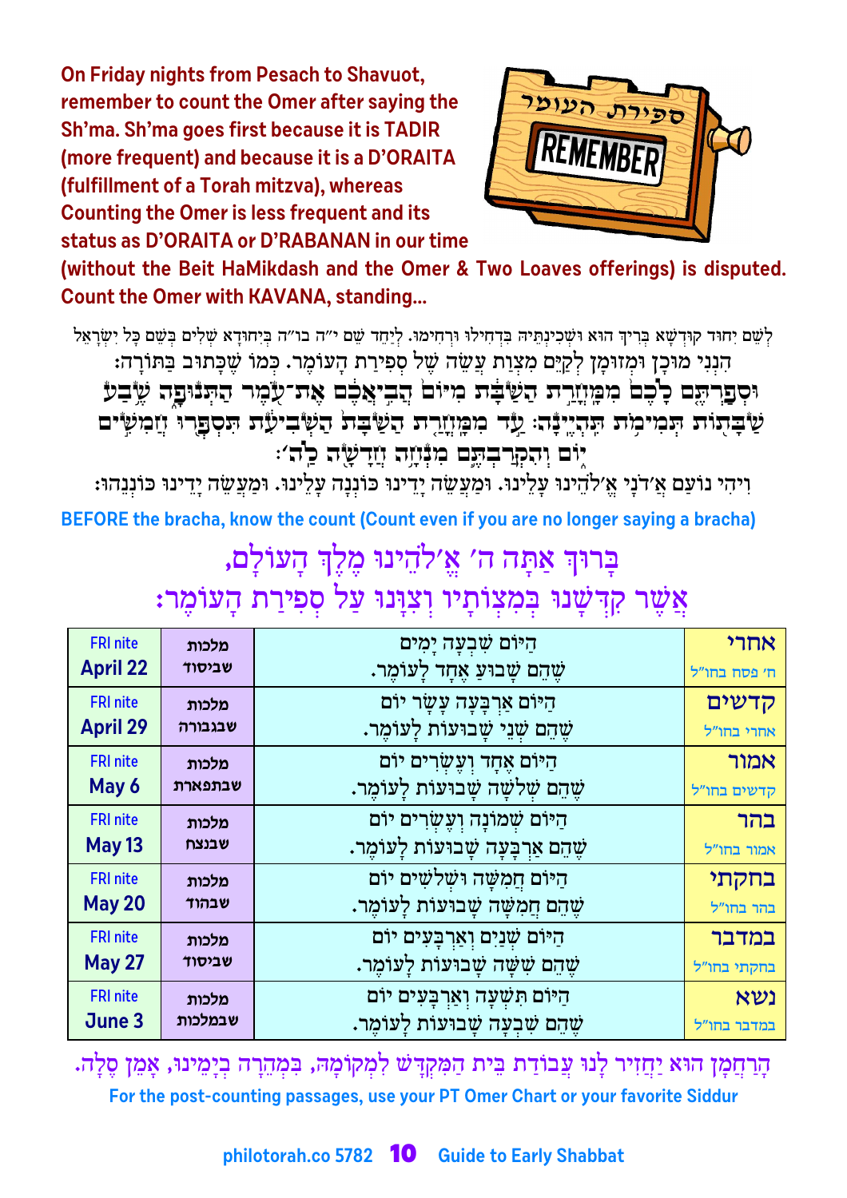On Friday nights from Pesach to Shavuot, remember to count the Omer after saying the Sh'ma. Sh'ma goes first because it is TADIR (more frequent) and because it is a D'ORAITA (fulfillment of a Torah mitzva), whereas Counting the Omer is less frequent and its status as D'ORAITA or D'RABANAN in our time (without the Beit HaMikdash and the Omer & Two Loaves offerings) is disputed. Count the Omer with KAVANA, standing...

ספירת העומר

REMEMBER

לְשֵׁם יִחוּד קוּדְשָׁא בְּרִיךְ הוּא וּשְׁכִינְתֵּיהּ בִּדְחִילוּ וּרְחִימוּ. לְיַחֵד שֵׁם י״ה בו״ה בְּיִחוּדָא שְׁלִים בְּשֵׁם כָּל יִשְׂרָאֵל

הִנְנִי מוּכָן וּמְזוּמָן לְקַיֵּם מִצְוַת עֲשֵׂה שֶׁל סְפִירַת הָעוֹמֶר. כְּמוֹ שֶׁכָּתוּב בַּתּוֹרָה:

**וּסְפַרְתֶּם לָכֶם מִמָּחֳרַת הַשַּׁבָּת מִיּוֹם הֲבִיאֲכֶם אֶת־עֹמֶר הַתְּנוּפָה שֶׁבַע שַׁבָּתוֹת תְּמִימֹת תִּהְיֶינָה: עַד מִמָּחֳרַת הַשַּׁבָּת הַשְּׁבִיעִת תִּסְפְּרוּ חֲמִשִּׁים יוֹם וְהִקְרַבְתֶּם מִנְחָה חֲדָשָׁה לַה׳:**

וִיהִי נוֹעַם אֲ׳דֹנָי אֱ׳לֹהֵינוּ עָלֵינוּ. וּמַעֲשֵׂה יָדֵינוּ כּוֹנְנָה עָלֵינוּ. וּמַעֲשֵׂה יָדֵינוּ כּוֹנְנֵהוּ:

**BEFORE the bracha, know the count (Count even if you are no longer saying a bracha)**

## בָּרוּךְ אַתָּה ה׳ אֱ׳לֹהֵינוּ מֶלֶךְ הָעוֹלָם, אֲשֶׁר קִדְּשָׁנוּ בְּמִצְוֹתָיו וְצִוָּנוּ עַל סְפִירַת הָעוֹמֶר:

| | | | |
|---|---|---|---|
| FRI nite April 22 | מלכות שביסוד | הַיּוֹם שִׁבְעָה יָמִים שֶׁהֵם שָׁבוּעַ אֶחָד לָעוֹמֶר. | אחרי ח׳ פסח בחו״ל |
| FRI nite April 29 | מלכות שבגבורה | הַיּוֹם אַרְבָּעָה עָשָׂר יוֹם שֶׁהֵם שְׁנֵי שָׁבוּעוֹת לָעוֹמֶר. | קדשים אחרי בחו״ל |
| FRI nite May 6 | מלכות שבתפארת | הַיּוֹם אֶחָד וְעֶשְׂרִים יוֹם שֶׁהֵם שְׁלֹשָׁה שָׁבוּעוֹת לָעוֹמֶר. | אמור קדשים בחו״ל |
| FRI nite May 13 | מלכות שבנצח | הַיּוֹם שְׁמוֹנָה וְעֶשְׂרִים יוֹם שֶׁהֵם אַרְבָּעָה שָׁבוּעוֹת לָעוֹמֶר. | בהר אמור בחו״ל |
| FRI nite May 20 | מלכות שבהוד | הַיּוֹם חֲמִשָּׁה וּשְׁלֹשִׁים יוֹם שֶׁהֵם חֲמִשָּׁה שָׁבוּעוֹת לָעוֹמֶר. | בחקתי בהר בחו״ל |
| FRI nite May 27 | מלכות שביסוד | הַיּוֹם שְׁנַיִם וְאַרְבָּעִים יוֹם שֶׁהֵם שִׁשָּׁה שָׁבוּעוֹת לָעוֹמֶר. | במדבר בחקתי בחו״ל |
| FRI nite June 3 | מלכות שבמלכות | הַיּוֹם תִּשְׁעָה וְאַרְבָּעִים יוֹם שֶׁהֵם שִׁבְעָה שָׁבוּעוֹת לָעוֹמֶר. | נשא במדבר בחו״ל |

הָרַחֲמָן הוּא יַחֲזִיר לָנוּ עֲבוֹדַת בֵּית הַמִּקְדָּשׁ לִמְקוֹמָהּ, בִּמְהֵרָה בְיָמֵינוּ, אָמֵן סֶלָה.

**For the post-counting passages, use your PT Omer Chart or your favorite Siddur**